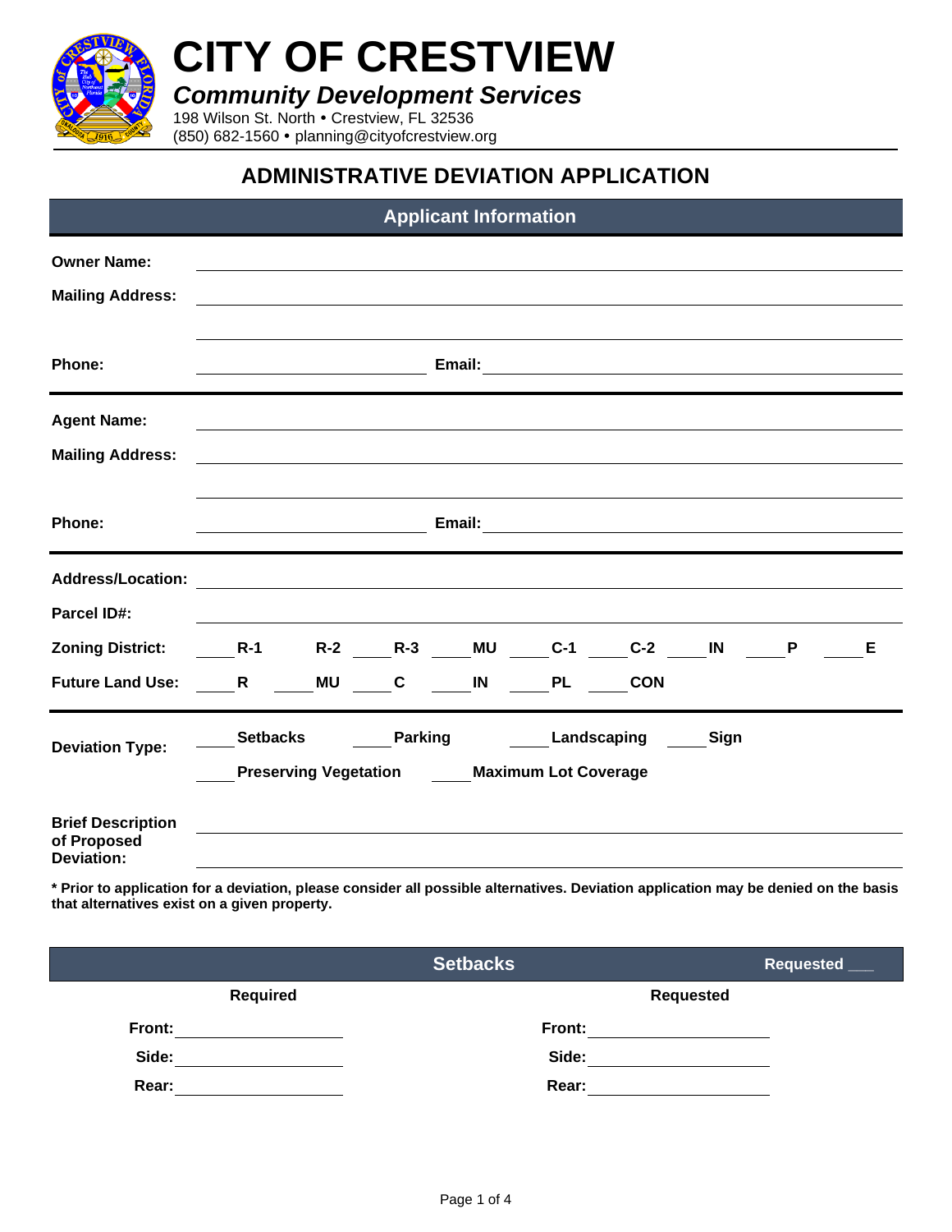# CITY OF CRESTVIEW

***Community Development Services***

198 Wilson St. North • Crestview, FL 32536
(850) 682-1560 • planning@cityofcrestview.org

## ADMINISTRATIVE DEVIATION APPLICATION

### Applicant Information

**Owner Name:** ______________________________

**Mailing Address:** ______________________________

______________________________

**Phone:** ______________ **Email:** ______________

**Agent Name:** ______________________________

**Mailing Address:** ______________________________

______________________________

**Phone:** ______________ **Email:** ______________

**Address/Location:** ______________________________

**Parcel ID#:** ______________________________

**Zoning District:** ____ **R-1** ____ **R-2** ____ **R-3** ____ **MU** ____ **C-1** ____ **C-2** ____ **IN** ____ **P** ____ **E**

**Future Land Use:** ____ **R** ____ **MU** ____ **C** ____ **IN** ____ **PL** ____ **CON**

**Deviation Type:** ____ **Setbacks** ____ **Parking** ____ **Landscaping** ____ **Sign**
____ **Preserving Vegetation** ____ **Maximum Lot Coverage**

**Brief Description of Proposed Deviation:** ______________________________

______________________________

**\* Prior to application for a deviation, please consider all possible alternatives. Deviation application may be denied on the basis that alternatives exist on a given property.**

### Setbacks

**Requested** ___

| Required | Requested |
|---|---|
| **Front:** __________ | **Front:** __________ |
| **Side:** __________ | **Side:** __________ |
| **Rear:** __________ | **Rear:** __________ |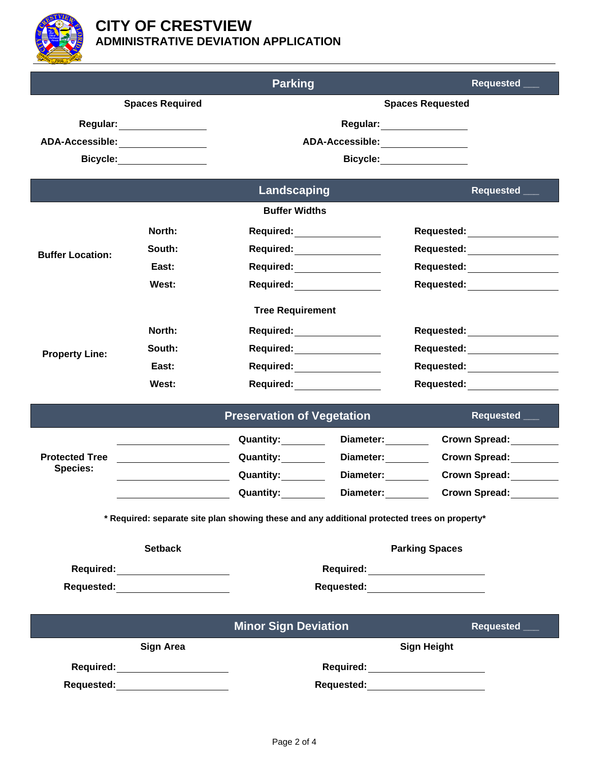# CITY OF CRESTVIEW
## ADMINISTRATIVE DEVIATION APPLICATION

## Parking

Requested ___

| Spaces Required | | Spaces Requested | |
|---|---|---|---|
| Regular: | ________ | Regular: | ________ |
| ADA-Accessible: | ________ | ADA-Accessible: | ________ |
| Bicycle: | ________ | Bicycle: | ________ |

## Landscaping

Requested ___

**Buffer Widths**

| Buffer Location: | | | |
|---|---|---|---|
| | North: | Required: ________ | Requested: ________ |
| | South: | Required: ________ | Requested: ________ |
| | East: | Required: ________ | Requested: ________ |
| | West: | Required: ________ | Requested: ________ |

**Tree Requirement**

| Property Line: | | | |
|---|---|---|---|
| | North: | Required: ________ | Requested: ________ |
| | South: | Required: ________ | Requested: ________ |
| | East: | Required: ________ | Requested: ________ |
| | West: | Required: ________ | Requested: ________ |

## Preservation of Vegetation

Requested ___

| Protected Tree Species: | | | | |
|---|---|---|---|---|
| | ________ | Quantity: ________ | Diameter: ________ | Crown Spread: ________ |
| | ________ | Quantity: ________ | Diameter: ________ | Crown Spread: ________ |
| | ________ | Quantity: ________ | Diameter: ________ | Crown Spread: ________ |
| | ________ | Quantity: ________ | Diameter: ________ | Crown Spread: ________ |

**\* Required: separate site plan showing these and any additional protected trees on property\***

| Setback | | Parking Spaces | |
|---|---|---|---|
| Required: | ________ | Required: | ________ |
| Requested: | ________ | Requested: | ________ |

## Minor Sign Deviation

Requested ___

| Sign Area | | Sign Height | |
|---|---|---|---|
| Required: | ________ | Required: | ________ |
| Requested: | ________ | Requested: | ________ |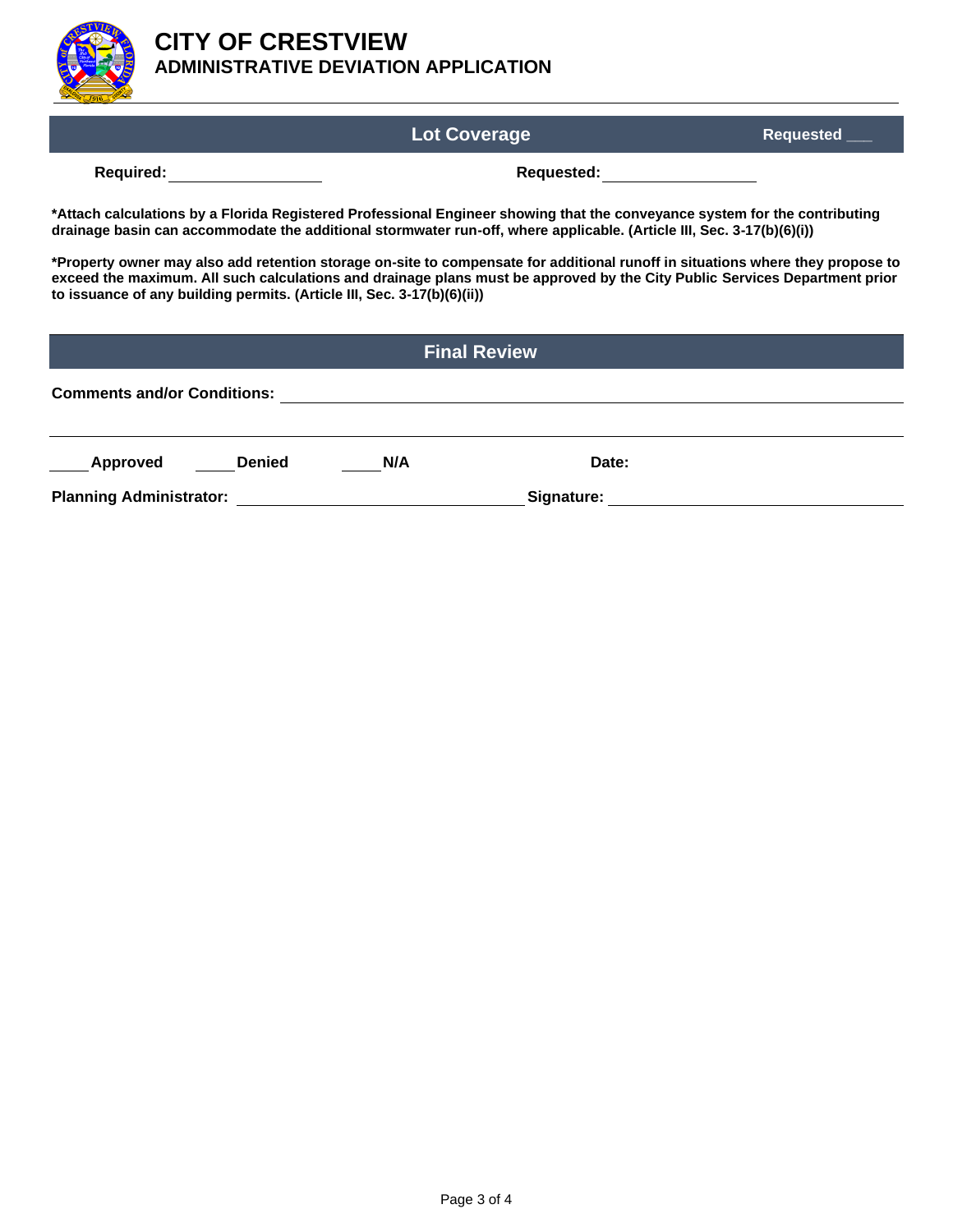# CITY OF CRESTVIEW
## ADMINISTRATIVE DEVIATION APPLICATION

## Lot Coverage

Requested ___

**Required:** ______________ **Requested:** ______________

**\*Attach calculations by a Florida Registered Professional Engineer showing that the conveyance system for the contributing drainage basin can accommodate the additional stormwater run-off, where applicable. (Article III, Sec. 3-17(b)(6)(i))**

**\*Property owner may also add retention storage on-site to compensate for additional runoff in situations where they propose to exceed the maximum. All such calculations and drainage plans must be approved by the City Public Services Department prior to issuance of any building permits. (Article III, Sec. 3-17(b)(6)(ii))**

## Final Review

**Comments and/or Conditions:** ______________________________________________

______________________________________________

____ **Approved** ____ **Denied** ____ **N/A** **Date:**

**Planning Administrator:** ______________________ **Signature:** ______________________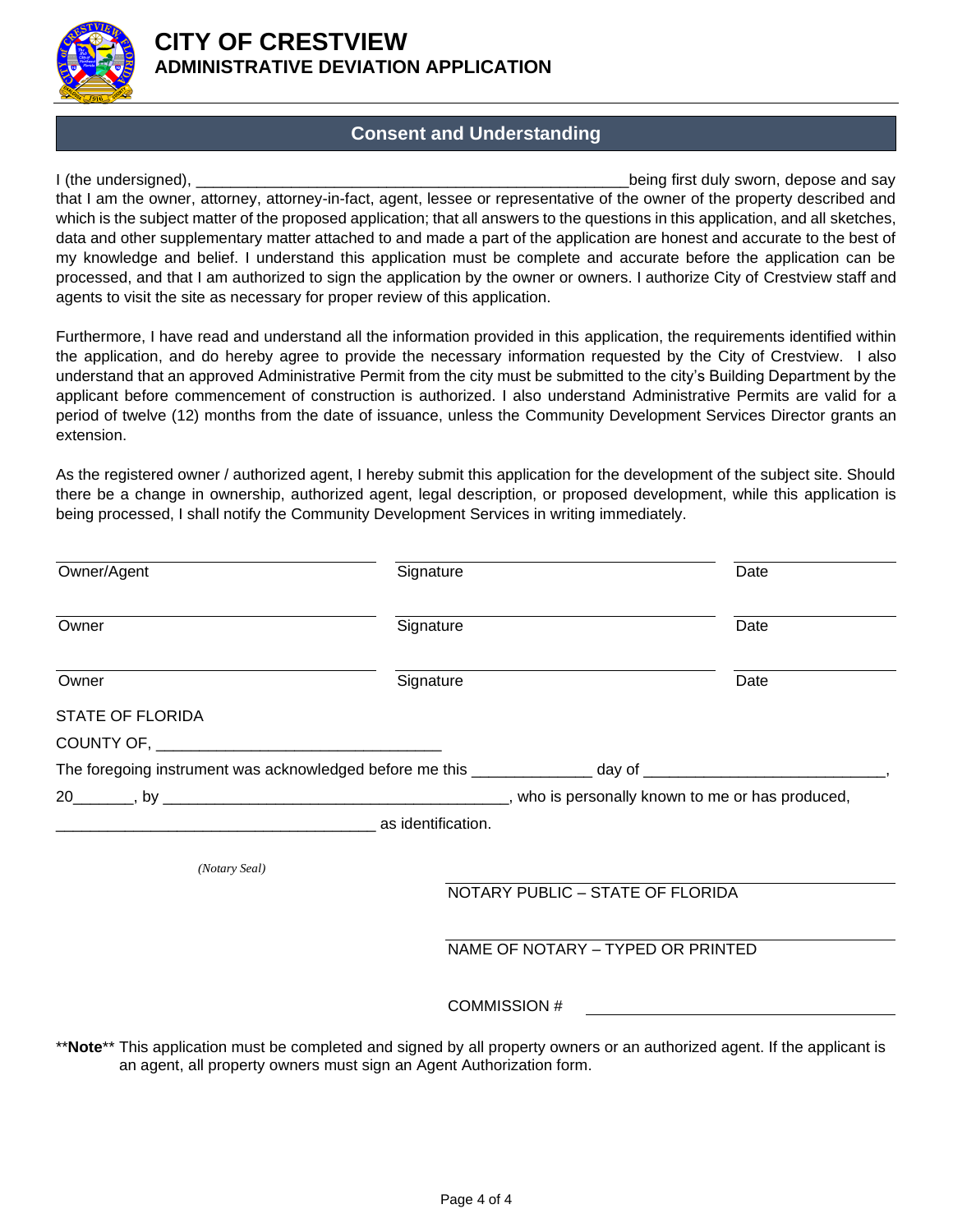# CITY OF CRESTVIEW
## ADMINISTRATIVE DEVIATION APPLICATION

## Consent and Understanding

I (the undersigned), ___________________________________________________being first duly sworn, depose and say that I am the owner, attorney, attorney-in-fact, agent, lessee or representative of the owner of the property described and which is the subject matter of the proposed application; that all answers to the questions in this application, and all sketches, data and other supplementary matter attached to and made a part of the application are honest and accurate to the best of my knowledge and belief. I understand this application must be complete and accurate before the application can be processed, and that I am authorized to sign the application by the owner or owners. I authorize City of Crestview staff and agents to visit the site as necessary for proper review of this application.

Furthermore, I have read and understand all the information provided in this application, the requirements identified within the application, and do hereby agree to provide the necessary information requested by the City of Crestview. I also understand that an approved Administrative Permit from the city must be submitted to the city's Building Department by the applicant before commencement of construction is authorized. I also understand Administrative Permits are valid for a period of twelve (12) months from the date of issuance, unless the Community Development Services Director grants an extension.

As the registered owner / authorized agent, I hereby submit this application for the development of the subject site. Should there be a change in ownership, authorized agent, legal description, or proposed development, while this application is being processed, I shall notify the Community Development Services in writing immediately.

| | | |
|---|---|---|
| Owner/Agent | Signature | Date |
| Owner | Signature | Date |
| Owner | Signature | Date |

STATE OF FLORIDA

COUNTY OF, _________________________________

The foregoing instrument was acknowledged before me this _____________ day of ___________________________,

20_______, by ________________________________________, who is personally known to me or has produced,

_____________________________________ as identification.

*(Notary Seal)*

_____________________________________
NOTARY PUBLIC – STATE OF FLORIDA

_____________________________________
NAME OF NOTARY – TYPED OR PRINTED

COMMISSION # _________________________

\*\***Note**\*\* This application must be completed and signed by all property owners or an authorized agent. If the applicant is an agent, all property owners must sign an Agent Authorization form.